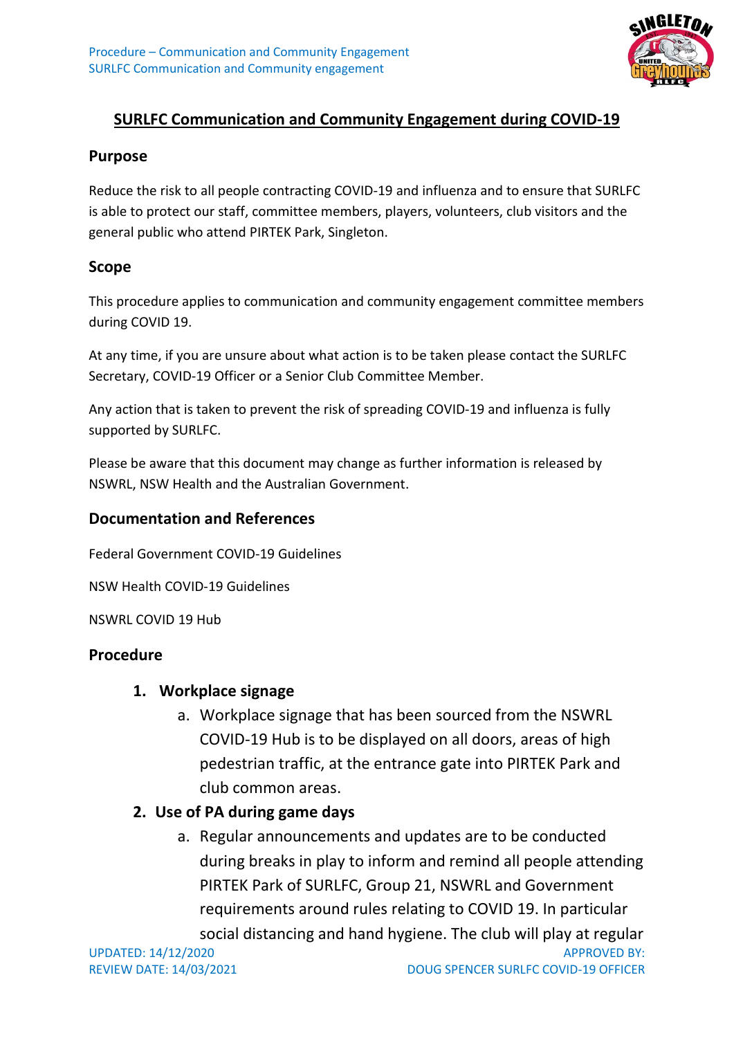## SURLFC Communication and Community Engagement during COVID-19

### Purpose

Reduce the risk to all people contracting COVID-19 and influenza and to ensure that SURLFC is able to protect our staff, committee members, players, volunteers, club visitors and the general public who attend PIRTEK Park, Singleton.

### Scope

This procedure applies to communication and community engagement committee members during COVID 19.

At any time, if you are unsure about what action is to be taken please contact the SURLFC Secretary, COVID-19 Officer or a Senior Club Committee Member.

Any action that is taken to prevent the risk of spreading COVID-19 and influenza is fully supported by SURLFC.

Please be aware that this document may change as further information is released by NSWRL, NSW Health and the Australian Government.

### Documentation and References

Federal Government COVID-19 Guidelines

NSW Health COVID-19 Guidelines

NSWRL COVID 19 Hub

### Procedure

1. **Workplace signage**
   a. Workplace signage that has been sourced from the NSWRL COVID-19 Hub is to be displayed on all doors, areas of high pedestrian traffic, at the entrance gate into PIRTEK Park and club common areas.
2. **Use of PA during game days**
   a. Regular announcements and updates are to be conducted during breaks in play to inform and remind all people attending PIRTEK Park of SURLFC, Group 21, NSWRL and Government requirements around rules relating to COVID 19. In particular social distancing and hand hygiene. The club will play at regular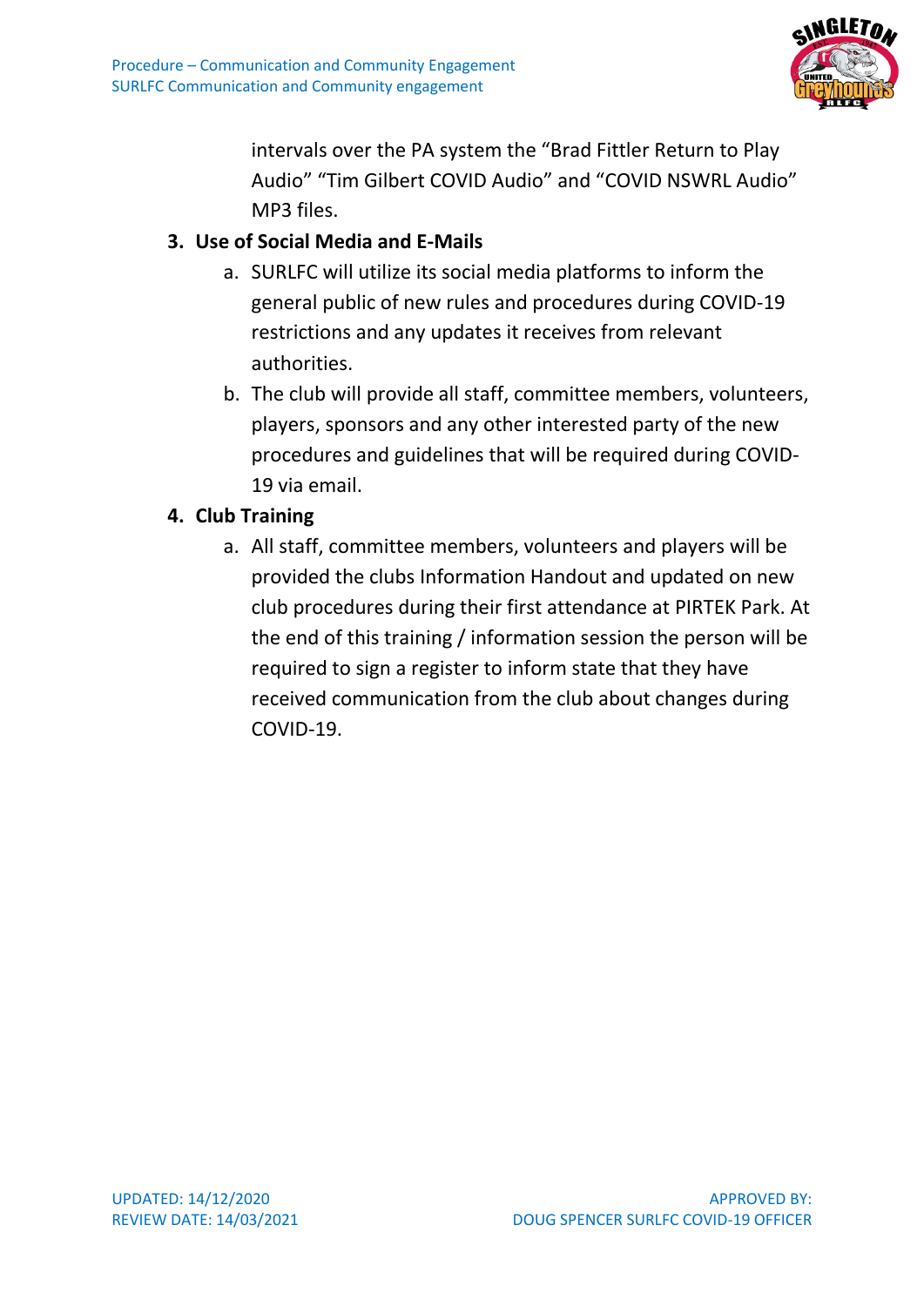intervals over the PA system the "Brad Fittler Return to Play Audio" "Tim Gilbert COVID Audio" and "COVID NSWRL Audio" MP3 files.

3. **Use of Social Media and E-Mails**
   a. SURLFC will utilize its social media platforms to inform the general public of new rules and procedures during COVID-19 restrictions and any updates it receives from relevant authorities.
   b. The club will provide all staff, committee members, volunteers, players, sponsors and any other interested party of the new procedures and guidelines that will be required during COVID-19 via email.
4. **Club Training**
   a. All staff, committee members, volunteers and players will be provided the clubs Information Handout and updated on new club procedures during their first attendance at PIRTEK Park. At the end of this training / information session the person will be required to sign a register to inform state that they have received communication from the club about changes during COVID-19.

UPDATED: 14/12/2020
REVIEW DATE: 14/03/2021

APPROVED BY:
DOUG SPENCER SURLFC COVID-19 OFFICER